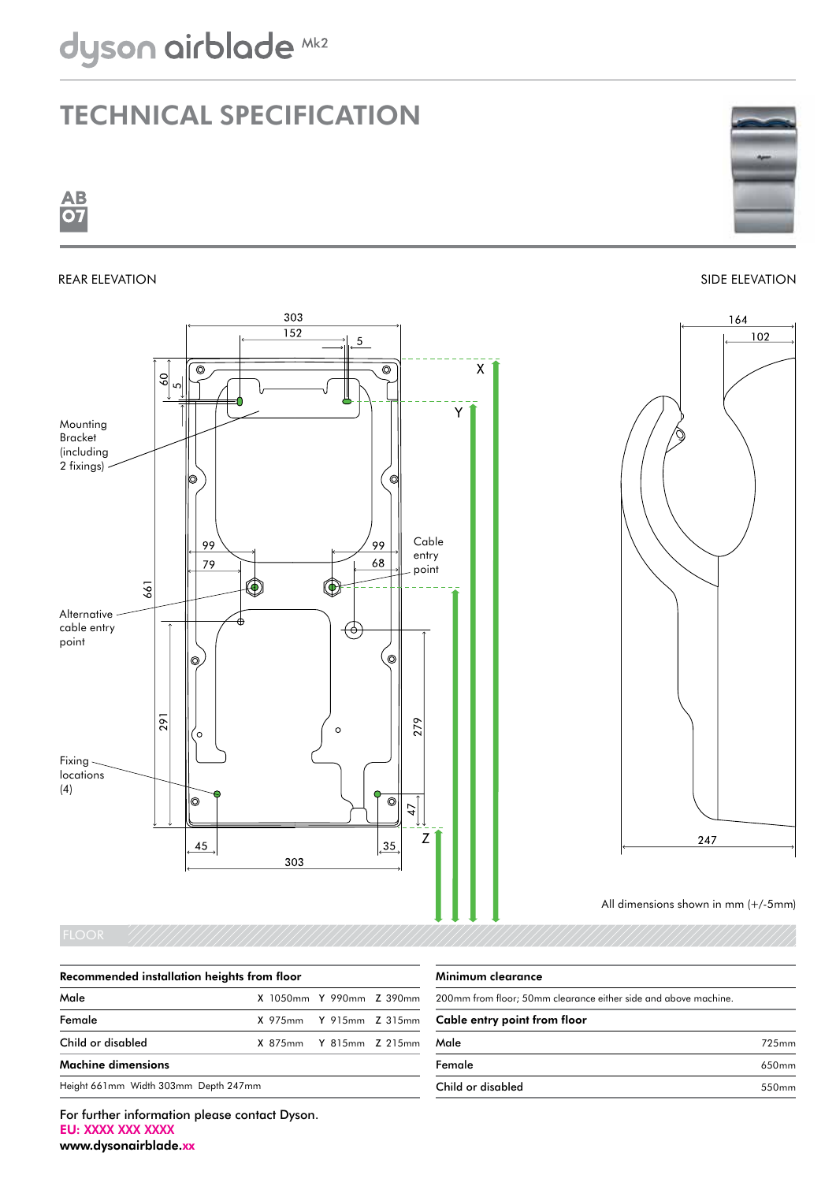# dyson airblade Mk2

## TECHNICAL SPECIFICATION

**AB 07**

REAR ELEVATION

SIDE ELEVATION

Mounting Bracket (including 2 fixings)

Cable entry point

Alternative cable entry point

Fixing locations (4)

All dimensions shown in mm (+/-5mm)

FLOOR

| Recommended installation heights from floor | | | |
|---|---|---|---|
| Male | X 1050mm | Y 990mm | Z 390mm |
| Female | X 975mm | Y 915mm | Z 315mm |
| Child or disabled | X 875mm | Y 815mm | Z 215mm |

| Machine dimensions |
|---|
| Height 661mm Width 303mm Depth 247mm |

| Minimum clearance |
|---|
| 200mm from floor; 50mm clearance either side and above machine. |

| Cable entry point from floor | |
|---|---|
| Male | 725mm |
| Female | 650mm |
| Child or disabled | 550mm |

For further information please contact Dyson.
EU: XXXX XXX XXXX
www.dysonairblade.xx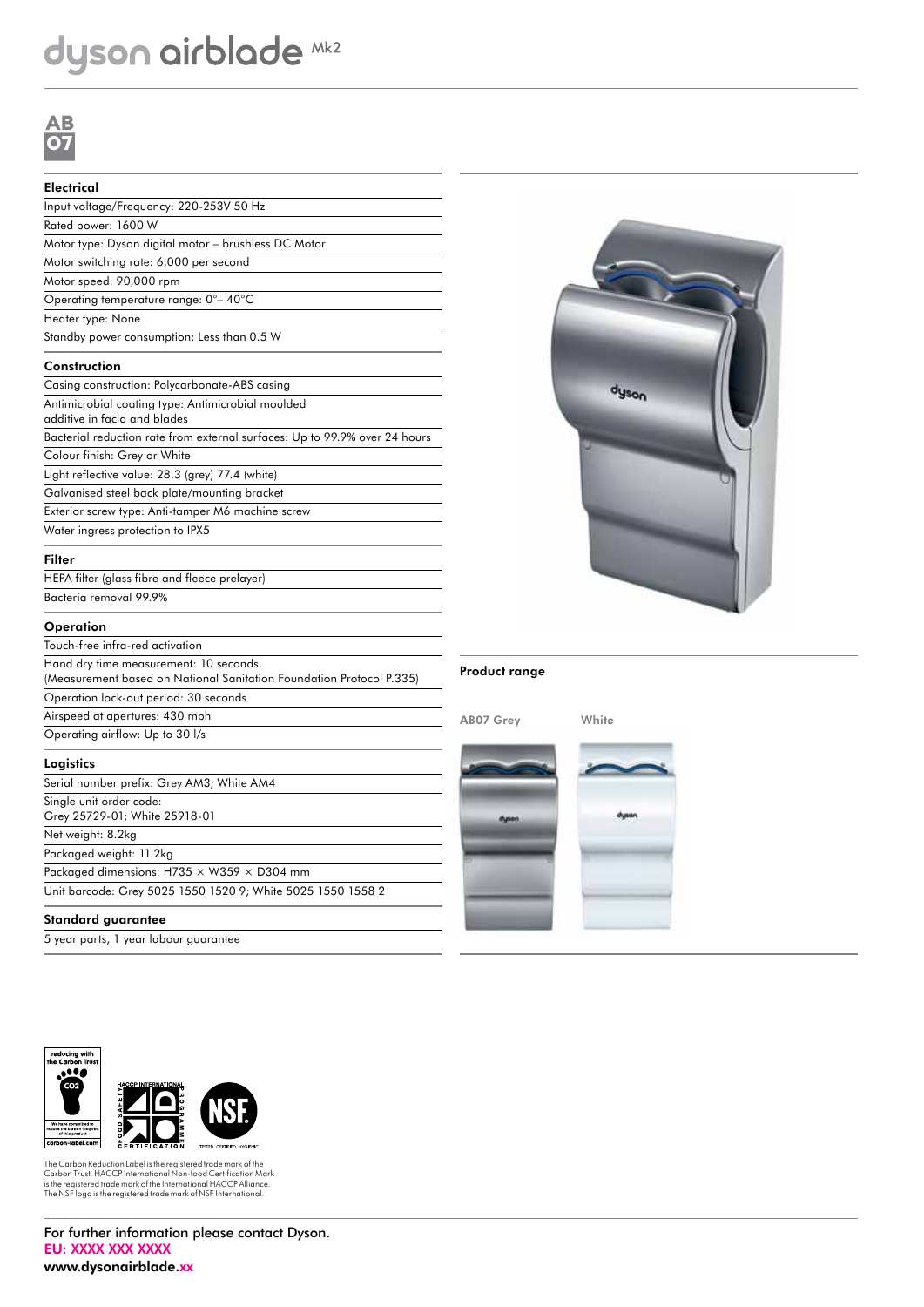# dyson airblade Mk2

**AB 07**

## Electrical

Input voltage/Frequency: 220-253V 50 Hz

Rated power: 1600 W

Motor type: Dyson digital motor – brushless DC Motor

Motor switching rate: 6,000 per second

Motor speed: 90,000 rpm

Operating temperature range: 0°– 40°C

Heater type: None

Standby power consumption: Less than 0.5 W

## Construction

Casing construction: Polycarbonate-ABS casing

Antimicrobial coating type: Antimicrobial moulded additive in facia and blades

Bacterial reduction rate from external surfaces: Up to 99.9% over 24 hours

Colour finish: Grey or White

Light reflective value: 28.3 (grey) 77.4 (white)

Galvanised steel back plate/mounting bracket

Exterior screw type: Anti-tamper M6 machine screw

Water ingress protection to IPX5

## Filter

HEPA filter (glass fibre and fleece prelayer)

Bacteria removal 99.9%

## Operation

Touch-free infra-red activation

Hand dry time measurement: 10 seconds.
(Measurement based on National Sanitation Foundation Protocol P.335)

Operation lock-out period: 30 seconds

Airspeed at apertures: 430 mph

Operating airflow: Up to 30 l/s

## Logistics

Serial number prefix: Grey AM3; White AM4

Single unit order code:
Grey 25729-01; White 25918-01

Net weight: 8.2kg

Packaged weight: 11.2kg

Packaged dimensions: H735 × W359 × D304 mm

Unit barcode: Grey 5025 1550 1520 9; White 5025 1550 1558 2

## Standard guarantee

5 year parts, 1 year labour guarantee

## Product range

AB07 Grey

White

The Carbon Reduction Label is the registered trade mark of the Carbon Trust. HACCP International Non-food Certification Mark is the registered trade mark of the International HACCP Alliance. The NSF logo is the registered trade mark of NSF International.

For further information please contact Dyson.
**EU: XXXX XXX XXXX**
**www.dysonairblade.xx**